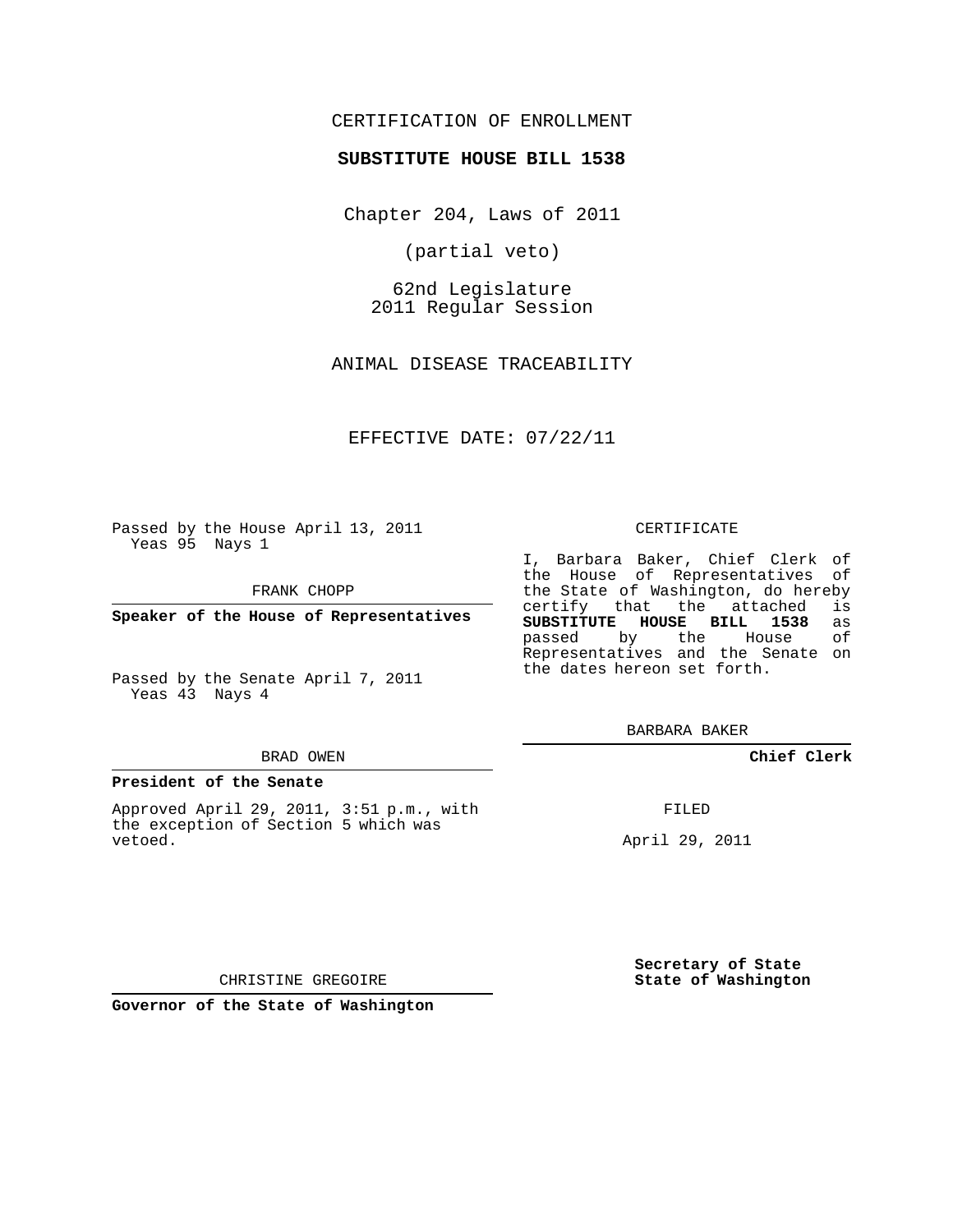CERTIFICATION OF ENROLLMENT

**SUBSTITUTE HOUSE BILL 1538**

Chapter 204, Laws of 2011

(partial veto)

62nd Legislature
2011 Regular Session

ANIMAL DISEASE TRACEABILITY

EFFECTIVE DATE: 07/22/11

Passed by the House April 13, 2011
Yeas 95 Nays 1

FRANK CHOPP

**Speaker of the House of Representatives**

Passed by the Senate April 7, 2011
Yeas 43 Nays 4

BRAD OWEN

**President of the Senate**

Approved April 29, 2011, 3:51 p.m., with the exception of Section 5 which was vetoed.

CHRISTINE GREGOIRE

**Governor of the State of Washington**

CERTIFICATE

I, Barbara Baker, Chief Clerk of the House of Representatives of the State of Washington, do hereby certify that the attached is **SUBSTITUTE HOUSE BILL 1538** as passed by the House of Representatives and the Senate on the dates hereon set forth.

BARBARA BAKER

**Chief Clerk**

FILED

April 29, 2011

**Secretary of State**
**State of Washington**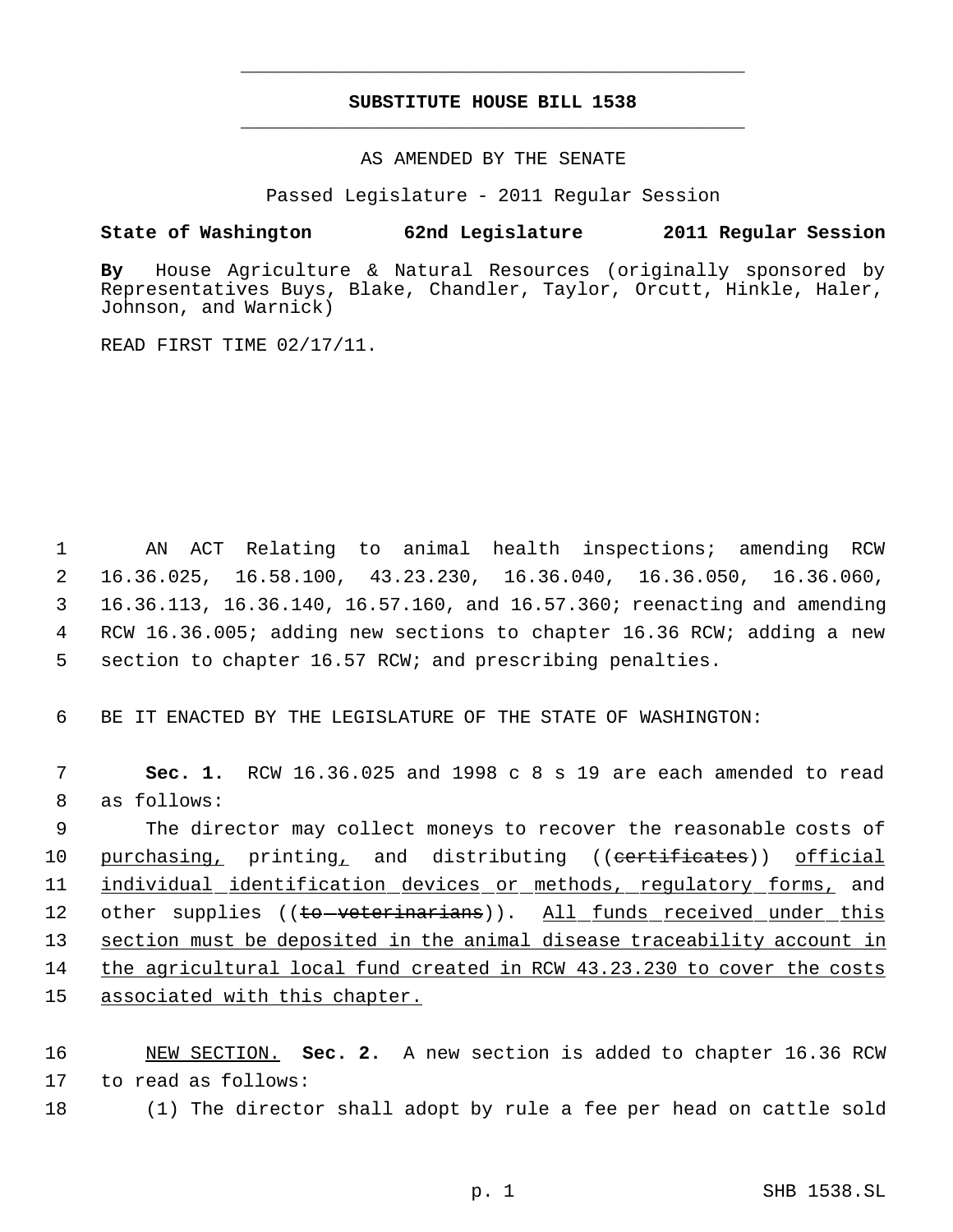# SUBSTITUTE HOUSE BILL 1538

AS AMENDED BY THE SENATE

Passed Legislature - 2011 Regular Session

**State of Washington 62nd Legislature 2011 Regular Session**

**By** House Agriculture & Natural Resources (originally sponsored by Representatives Buys, Blake, Chandler, Taylor, Orcutt, Hinkle, Haler, Johnson, and Warnick)

READ FIRST TIME 02/17/11.

AN ACT Relating to animal health inspections; amending RCW 16.36.025, 16.58.100, 43.23.230, 16.36.040, 16.36.050, 16.36.060, 16.36.113, 16.36.140, 16.57.160, and 16.57.360; reenacting and amending RCW 16.36.005; adding new sections to chapter 16.36 RCW; adding a new section to chapter 16.57 RCW; and prescribing penalties.

BE IT ENACTED BY THE LEGISLATURE OF THE STATE OF WASHINGTON:

**Sec. 1.** RCW 16.36.025 and 1998 c 8 s 19 are each amended to read as follows:

The director may collect moneys to recover the reasonable costs of <u>purchasing,</u> printing<u>,</u> and distributing ((~~certificates~~)) <u>official individual identification devices or methods, regulatory forms,</u> and other supplies ((~~to veterinarians~~)). <u>All funds received under this section must be deposited in the animal disease traceability account in the agricultural local fund created in RCW 43.23.230 to cover the costs associated with this chapter.</u>

<u>NEW SECTION.</u> **Sec. 2.** A new section is added to chapter 16.36 RCW to read as follows:

(1) The director shall adopt by rule a fee per head on cattle sold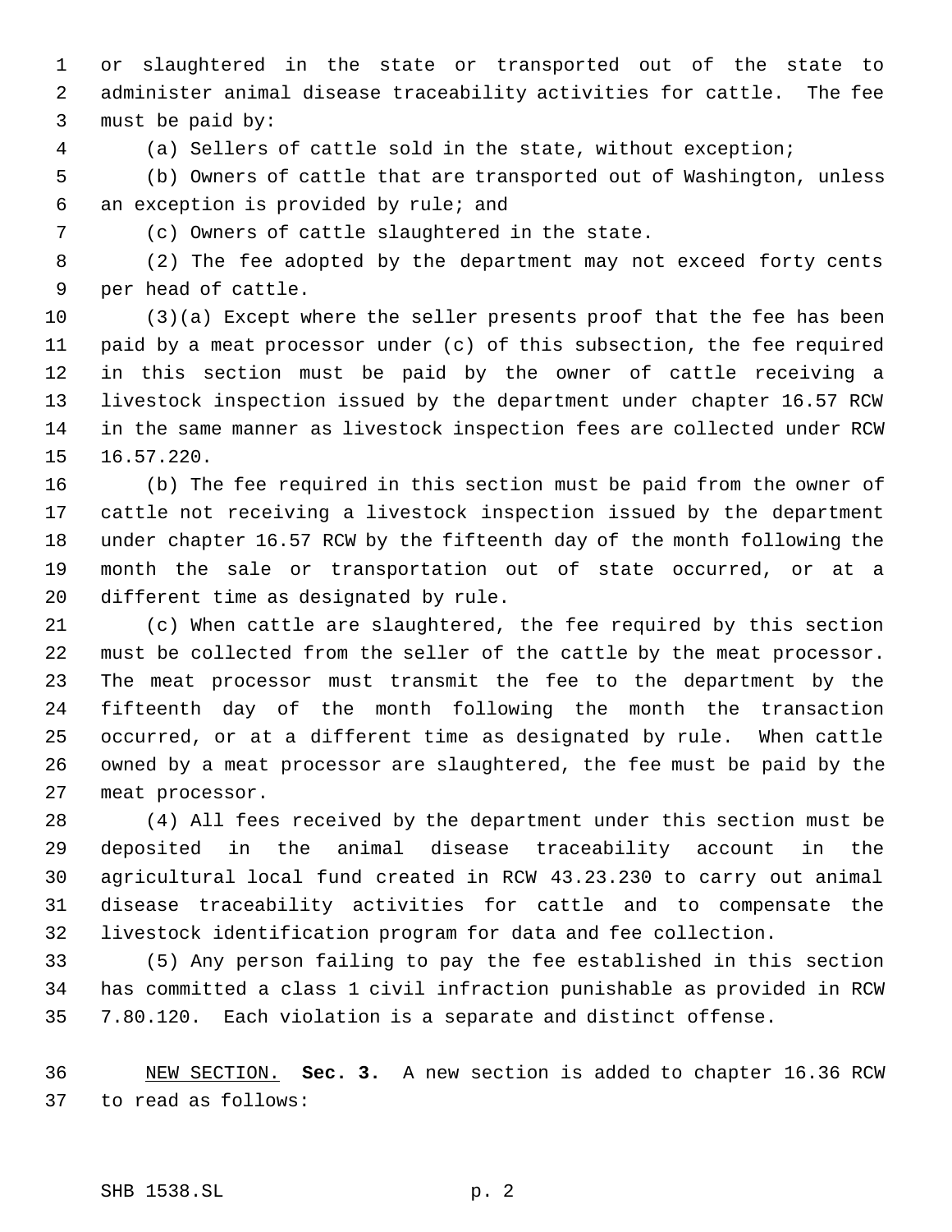or slaughtered in the state or transported out of the state to administer animal disease traceability activities for cattle. The fee must be paid by:

(a) Sellers of cattle sold in the state, without exception;

(b) Owners of cattle that are transported out of Washington, unless an exception is provided by rule; and

(c) Owners of cattle slaughtered in the state.

(2) The fee adopted by the department may not exceed forty cents per head of cattle.

(3)(a) Except where the seller presents proof that the fee has been paid by a meat processor under (c) of this subsection, the fee required in this section must be paid by the owner of cattle receiving a livestock inspection issued by the department under chapter 16.57 RCW in the same manner as livestock inspection fees are collected under RCW 16.57.220.

(b) The fee required in this section must be paid from the owner of cattle not receiving a livestock inspection issued by the department under chapter 16.57 RCW by the fifteenth day of the month following the month the sale or transportation out of state occurred, or at a different time as designated by rule.

(c) When cattle are slaughtered, the fee required by this section must be collected from the seller of the cattle by the meat processor. The meat processor must transmit the fee to the department by the fifteenth day of the month following the month the transaction occurred, or at a different time as designated by rule. When cattle owned by a meat processor are slaughtered, the fee must be paid by the meat processor.

(4) All fees received by the department under this section must be deposited in the animal disease traceability account in the agricultural local fund created in RCW 43.23.230 to carry out animal disease traceability activities for cattle and to compensate the livestock identification program for data and fee collection.

(5) Any person failing to pay the fee established in this section has committed a class 1 civil infraction punishable as provided in RCW 7.80.120. Each violation is a separate and distinct offense.

NEW SECTION. **Sec. 3.** A new section is added to chapter 16.36 RCW to read as follows: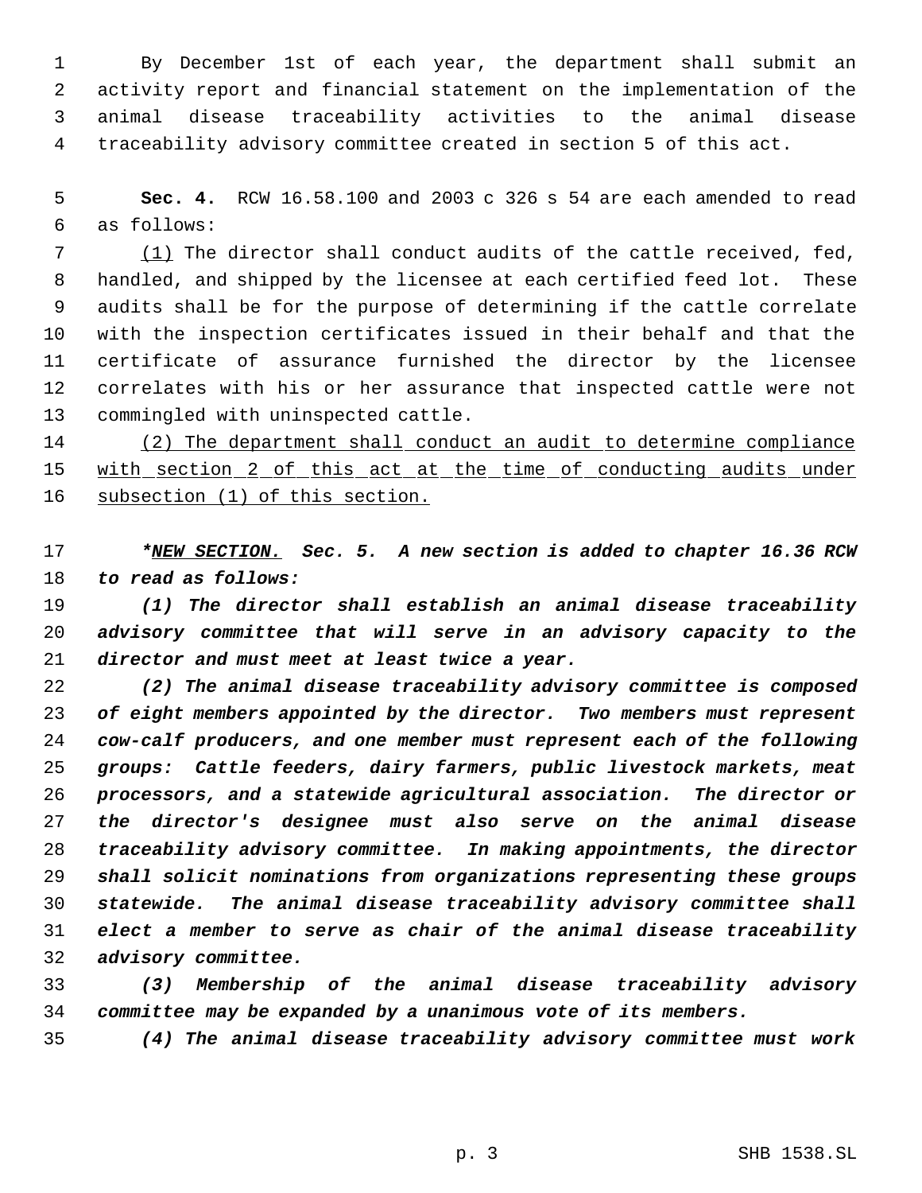By December 1st of each year, the department shall submit an activity report and financial statement on the implementation of the animal disease traceability activities to the animal disease traceability advisory committee created in section 5 of this act.

**Sec. 4.** RCW 16.58.100 and 2003 c 326 s 54 are each amended to read as follows:

<u>(1)</u> The director shall conduct audits of the cattle received, fed, handled, and shipped by the licensee at each certified feed lot. These audits shall be for the purpose of determining if the cattle correlate with the inspection certificates issued in their behalf and that the certificate of assurance furnished the director by the licensee correlates with his or her assurance that inspected cattle were not commingled with uninspected cattle.

<u>(2) The department shall conduct an audit to determine compliance with section 2 of this act at the time of conducting audits under subsection (1) of this section.</u>

***<u>NEW SECTION.</u> Sec. 5. A new section is added to chapter 16.36 RCW to read as follows:***

***(1) The director shall establish an animal disease traceability advisory committee that will serve in an advisory capacity to the director and must meet at least twice a year.***

***(2) The animal disease traceability advisory committee is composed of eight members appointed by the director. Two members must represent cow-calf producers, and one member must represent each of the following groups: Cattle feeders, dairy farmers, public livestock markets, meat processors, and a statewide agricultural association. The director or the director's designee must also serve on the animal disease traceability advisory committee. In making appointments, the director shall solicit nominations from organizations representing these groups statewide. The animal disease traceability advisory committee shall elect a member to serve as chair of the animal disease traceability advisory committee.***

***(3) Membership of the animal disease traceability advisory committee may be expanded by a unanimous vote of its members.***

***(4) The animal disease traceability advisory committee must work***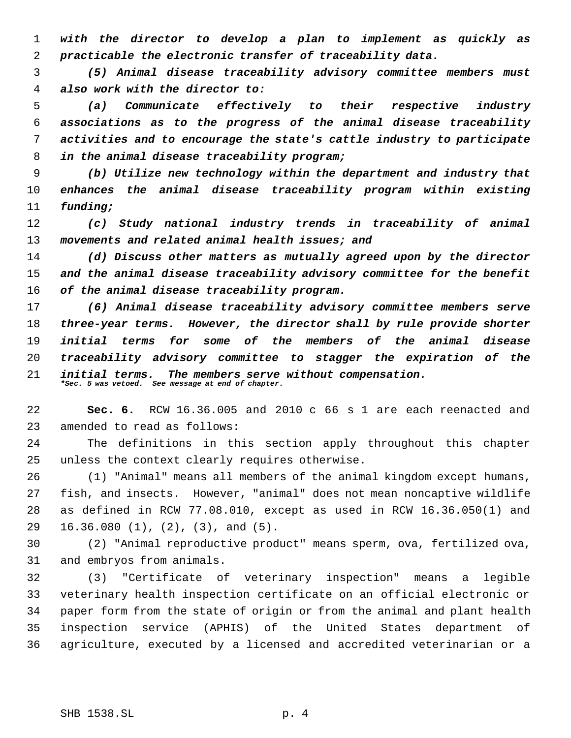*with the director to develop a plan to implement as quickly as practicable the electronic transfer of traceability data.*

*(5) Animal disease traceability advisory committee members must also work with the director to:*

*(a) Communicate effectively to their respective industry associations as to the progress of the animal disease traceability activities and to encourage the state's cattle industry to participate in the animal disease traceability program;*

*(b) Utilize new technology within the department and industry that enhances the animal disease traceability program within existing funding;*

*(c) Study national industry trends in traceability of animal movements and related animal health issues; and*

*(d) Discuss other matters as mutually agreed upon by the director and the animal disease traceability advisory committee for the benefit of the animal disease traceability program.*

*(6) Animal disease traceability advisory committee members serve three-year terms. However, the director shall by rule provide shorter initial terms for some of the members of the animal disease traceability advisory committee to stagger the expiration of the initial terms. The members serve without compensation.*

***Sec. 5 was vetoed. See message at end of chapter.***

**Sec. 6.** RCW 16.36.005 and 2010 c 66 s 1 are each reenacted and amended to read as follows:

The definitions in this section apply throughout this chapter unless the context clearly requires otherwise.

(1) "Animal" means all members of the animal kingdom except humans, fish, and insects. However, "animal" does not mean noncaptive wildlife as defined in RCW 77.08.010, except as used in RCW 16.36.050(1) and 16.36.080 (1), (2), (3), and (5).

(2) "Animal reproductive product" means sperm, ova, fertilized ova, and embryos from animals.

(3) "Certificate of veterinary inspection" means a legible veterinary health inspection certificate on an official electronic or paper form from the state of origin or from the animal and plant health inspection service (APHIS) of the United States department of agriculture, executed by a licensed and accredited veterinarian or a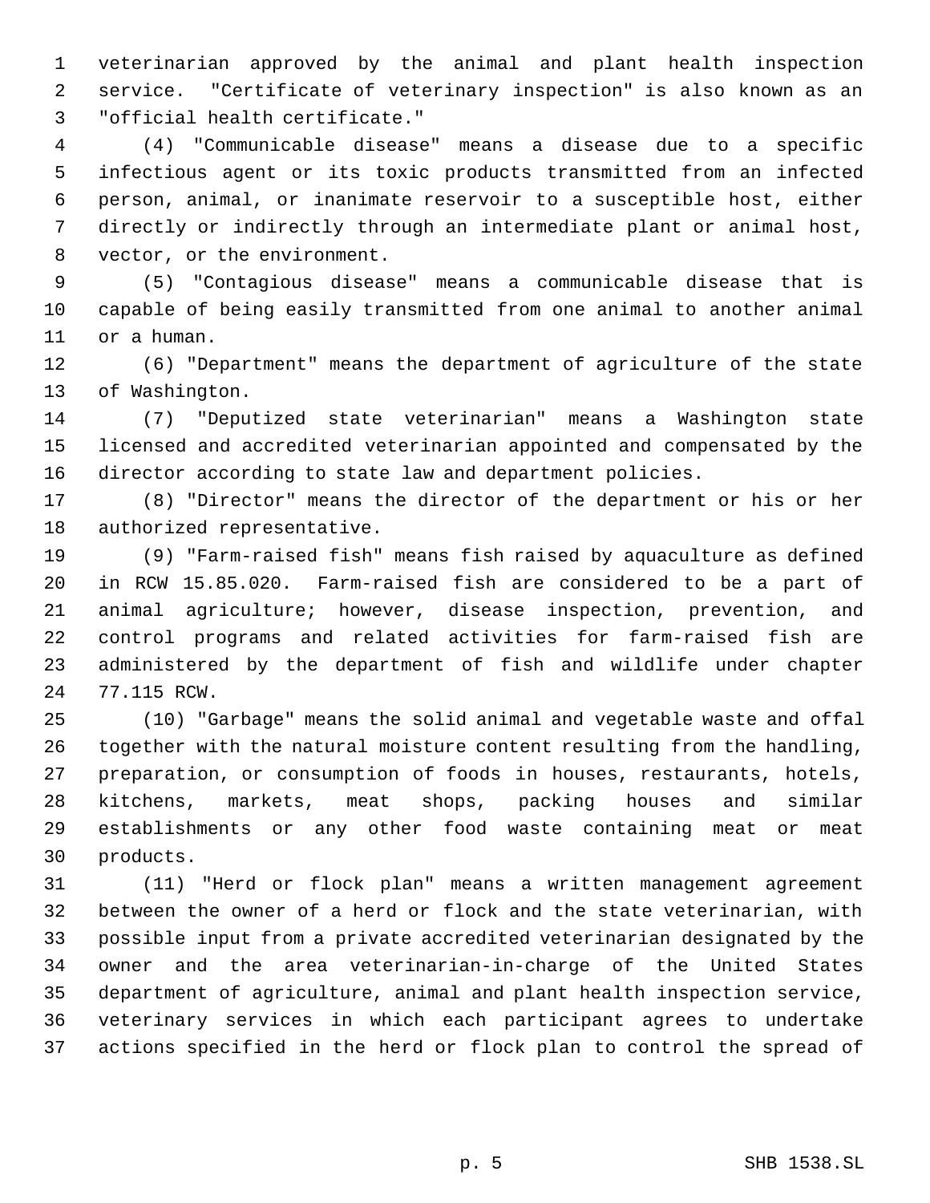veterinarian approved by the animal and plant health inspection service. "Certificate of veterinary inspection" is also known as an "official health certificate."

(4) "Communicable disease" means a disease due to a specific infectious agent or its toxic products transmitted from an infected person, animal, or inanimate reservoir to a susceptible host, either directly or indirectly through an intermediate plant or animal host, vector, or the environment.

(5) "Contagious disease" means a communicable disease that is capable of being easily transmitted from one animal to another animal or a human.

(6) "Department" means the department of agriculture of the state of Washington.

(7) "Deputized state veterinarian" means a Washington state licensed and accredited veterinarian appointed and compensated by the director according to state law and department policies.

(8) "Director" means the director of the department or his or her authorized representative.

(9) "Farm-raised fish" means fish raised by aquaculture as defined in RCW 15.85.020. Farm-raised fish are considered to be a part of animal agriculture; however, disease inspection, prevention, and control programs and related activities for farm-raised fish are administered by the department of fish and wildlife under chapter 77.115 RCW.

(10) "Garbage" means the solid animal and vegetable waste and offal together with the natural moisture content resulting from the handling, preparation, or consumption of foods in houses, restaurants, hotels, kitchens, markets, meat shops, packing houses and similar establishments or any other food waste containing meat or meat products.

(11) "Herd or flock plan" means a written management agreement between the owner of a herd or flock and the state veterinarian, with possible input from a private accredited veterinarian designated by the owner and the area veterinarian-in-charge of the United States department of agriculture, animal and plant health inspection service, veterinary services in which each participant agrees to undertake actions specified in the herd or flock plan to control the spread of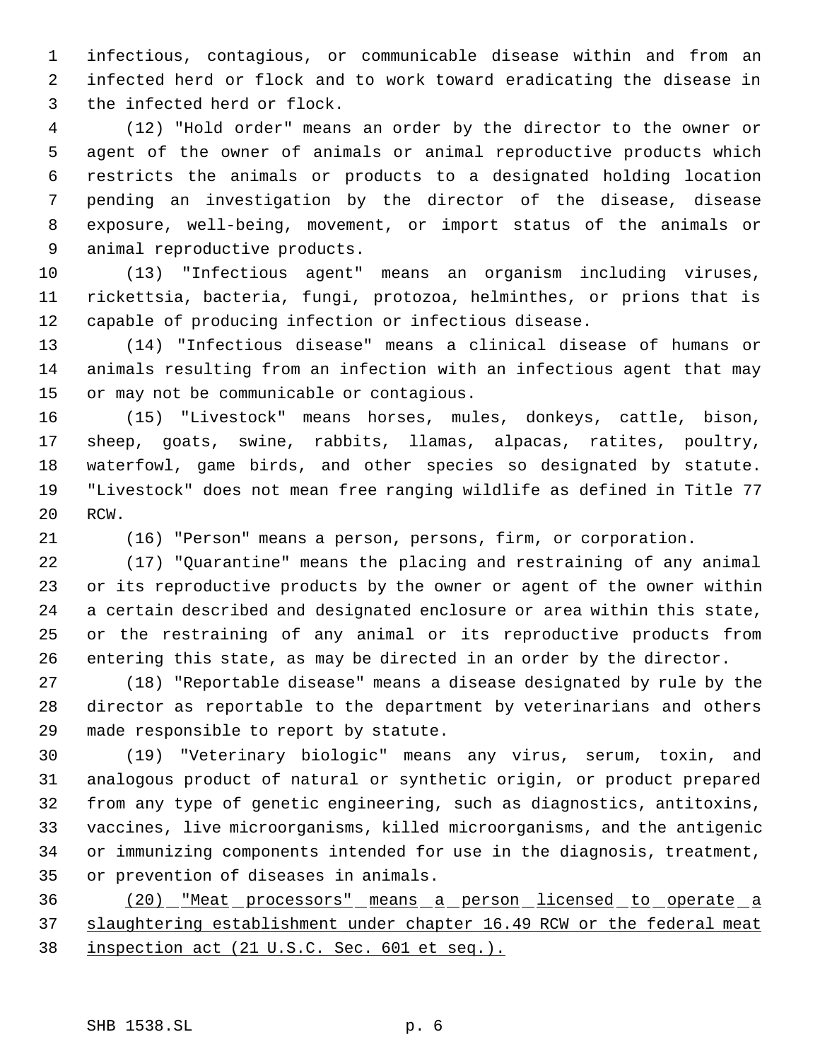infectious, contagious, or communicable disease within and from an infected herd or flock and to work toward eradicating the disease in the infected herd or flock.

(12) "Hold order" means an order by the director to the owner or agent of the owner of animals or animal reproductive products which restricts the animals or products to a designated holding location pending an investigation by the director of the disease, disease exposure, well-being, movement, or import status of the animals or animal reproductive products.

(13) "Infectious agent" means an organism including viruses, rickettsia, bacteria, fungi, protozoa, helminthes, or prions that is capable of producing infection or infectious disease.

(14) "Infectious disease" means a clinical disease of humans or animals resulting from an infection with an infectious agent that may or may not be communicable or contagious.

(15) "Livestock" means horses, mules, donkeys, cattle, bison, sheep, goats, swine, rabbits, llamas, alpacas, ratites, poultry, waterfowl, game birds, and other species so designated by statute. "Livestock" does not mean free ranging wildlife as defined in Title 77 RCW.

(16) "Person" means a person, persons, firm, or corporation.

(17) "Quarantine" means the placing and restraining of any animal or its reproductive products by the owner or agent of the owner within a certain described and designated enclosure or area within this state, or the restraining of any animal or its reproductive products from entering this state, as may be directed in an order by the director.

(18) "Reportable disease" means a disease designated by rule by the director as reportable to the department by veterinarians and others made responsible to report by statute.

(19) "Veterinary biologic" means any virus, serum, toxin, and analogous product of natural or synthetic origin, or product prepared from any type of genetic engineering, such as diagnostics, antitoxins, vaccines, live microorganisms, killed microorganisms, and the antigenic or immunizing components intended for use in the diagnosis, treatment, or prevention of diseases in animals.

<u>(20) "Meat processors" means a person licensed to operate a slaughtering establishment under chapter 16.49 RCW or the federal meat inspection act (21 U.S.C. Sec. 601 et seq.).</u>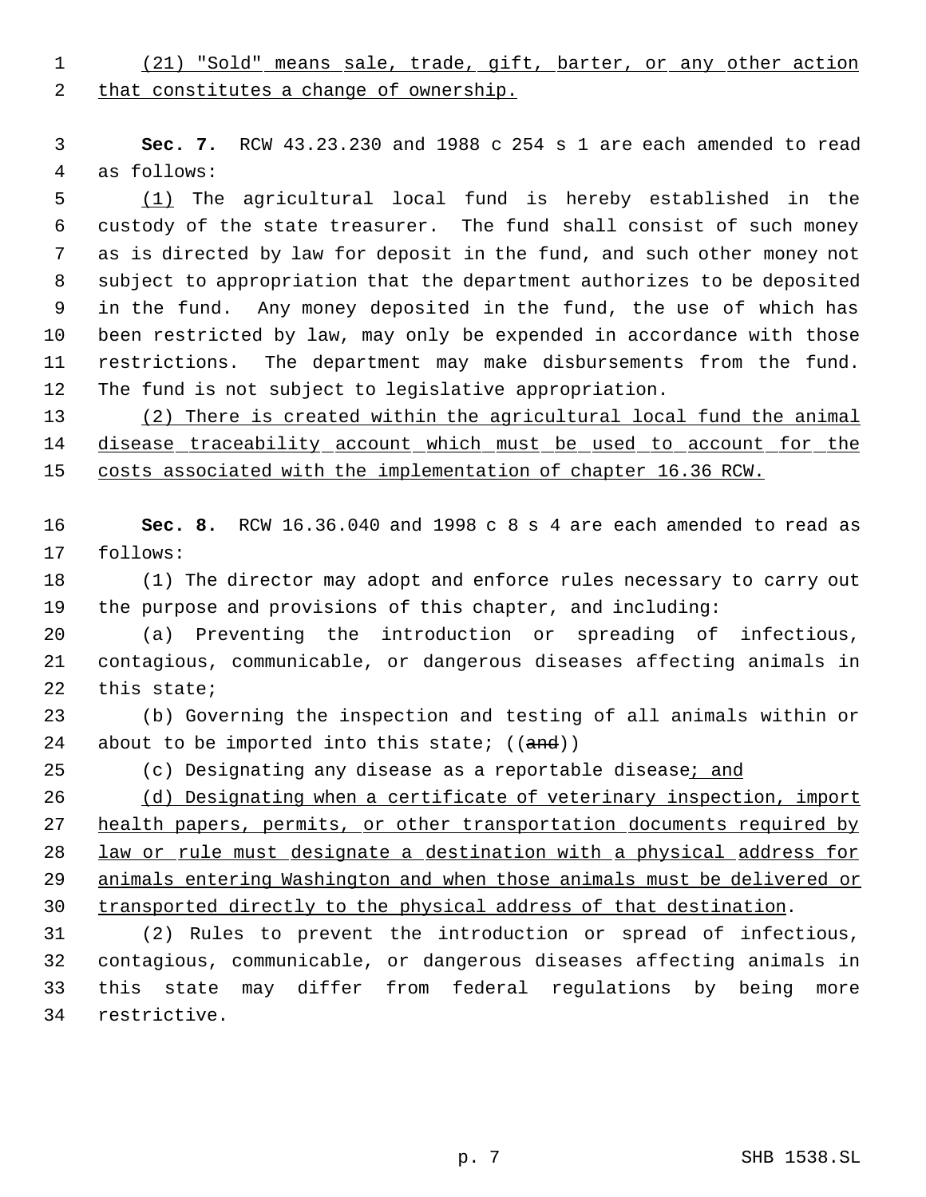(21) "Sold" means sale, trade, gift, barter, or any other action that constitutes a change of ownership.

**Sec. 7.** RCW 43.23.230 and 1988 c 254 s 1 are each amended to read as follows:

(1) The agricultural local fund is hereby established in the custody of the state treasurer. The fund shall consist of such money as is directed by law for deposit in the fund, and such other money not subject to appropriation that the department authorizes to be deposited in the fund. Any money deposited in the fund, the use of which has been restricted by law, may only be expended in accordance with those restrictions. The department may make disbursements from the fund. The fund is not subject to legislative appropriation.

(2) There is created within the agricultural local fund the animal disease traceability account which must be used to account for the costs associated with the implementation of chapter 16.36 RCW.

**Sec. 8.** RCW 16.36.040 and 1998 c 8 s 4 are each amended to read as follows:

(1) The director may adopt and enforce rules necessary to carry out the purpose and provisions of this chapter, and including:

(a) Preventing the introduction or spreading of infectious, contagious, communicable, or dangerous diseases affecting animals in this state;

(b) Governing the inspection and testing of all animals within or about to be imported into this state; ((~~and~~))

(c) Designating any disease as a reportable disease; and

(d) Designating when a certificate of veterinary inspection, import health papers, permits, or other transportation documents required by law or rule must designate a destination with a physical address for animals entering Washington and when those animals must be delivered or transported directly to the physical address of that destination.

(2) Rules to prevent the introduction or spread of infectious, contagious, communicable, or dangerous diseases affecting animals in this state may differ from federal regulations by being more restrictive.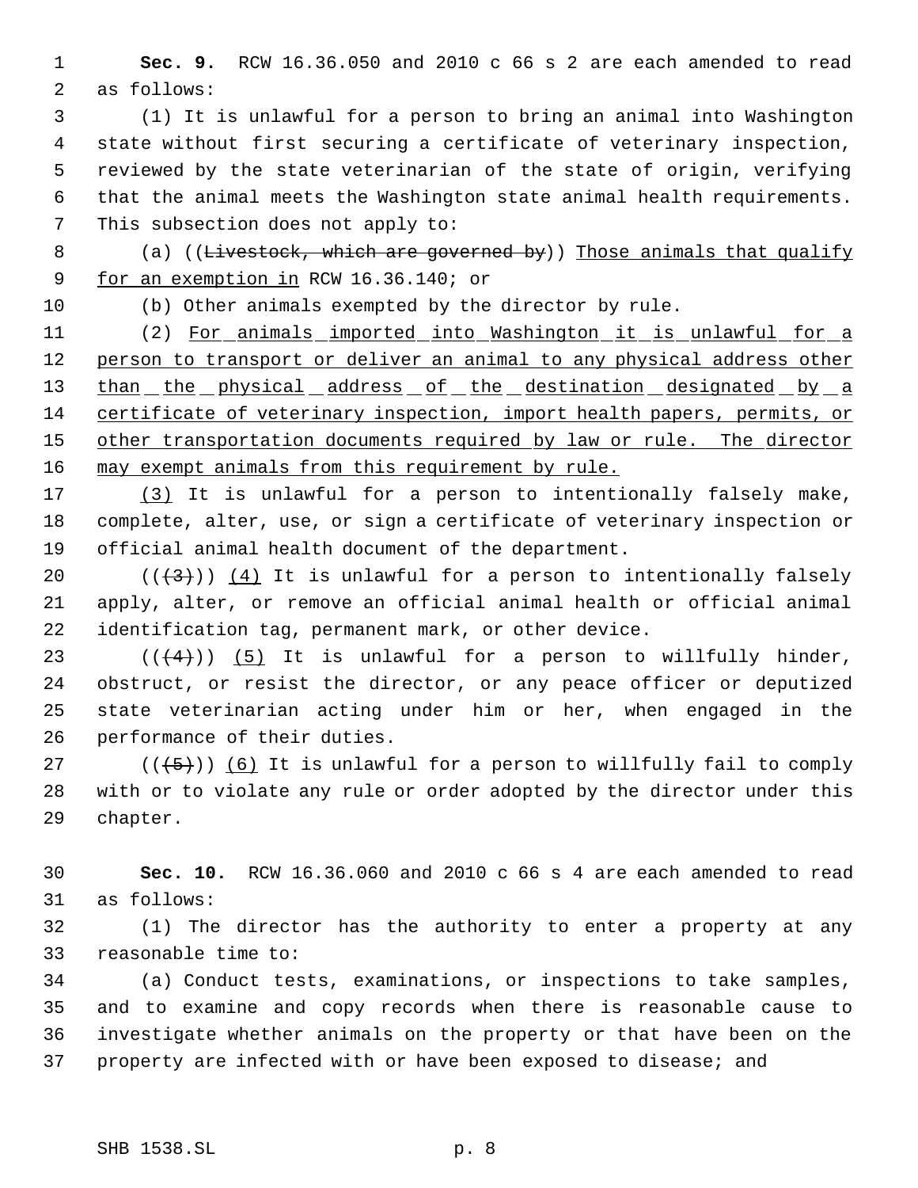**Sec. 9.** RCW 16.36.050 and 2010 c 66 s 2 are each amended to read as follows:

(1) It is unlawful for a person to bring an animal into Washington state without first securing a certificate of veterinary inspection, reviewed by the state veterinarian of the state of origin, verifying that the animal meets the Washington state animal health requirements. This subsection does not apply to:

(a) ((~~Livestock, which are governed by~~)) <u>Those animals that qualify for an exemption in</u> RCW 16.36.140; or

(b) Other animals exempted by the director by rule.

(2) <u>For animals imported into Washington it is unlawful for a person to transport or deliver an animal to any physical address other than the physical address of the destination designated by a certificate of veterinary inspection, import health papers, permits, or other transportation documents required by law or rule. The director may exempt animals from this requirement by rule.</u>

<u>(3)</u> It is unlawful for a person to intentionally falsely make, complete, alter, use, or sign a certificate of veterinary inspection or official animal health document of the department.

((~~(3)~~)) <u>(4)</u> It is unlawful for a person to intentionally falsely apply, alter, or remove an official animal health or official animal identification tag, permanent mark, or other device.

((~~(4)~~)) <u>(5)</u> It is unlawful for a person to willfully hinder, obstruct, or resist the director, or any peace officer or deputized state veterinarian acting under him or her, when engaged in the performance of their duties.

((~~(5)~~)) <u>(6)</u> It is unlawful for a person to willfully fail to comply with or to violate any rule or order adopted by the director under this chapter.

**Sec. 10.** RCW 16.36.060 and 2010 c 66 s 4 are each amended to read as follows:

(1) The director has the authority to enter a property at any reasonable time to:

(a) Conduct tests, examinations, or inspections to take samples, and to examine and copy records when there is reasonable cause to investigate whether animals on the property or that have been on the property are infected with or have been exposed to disease; and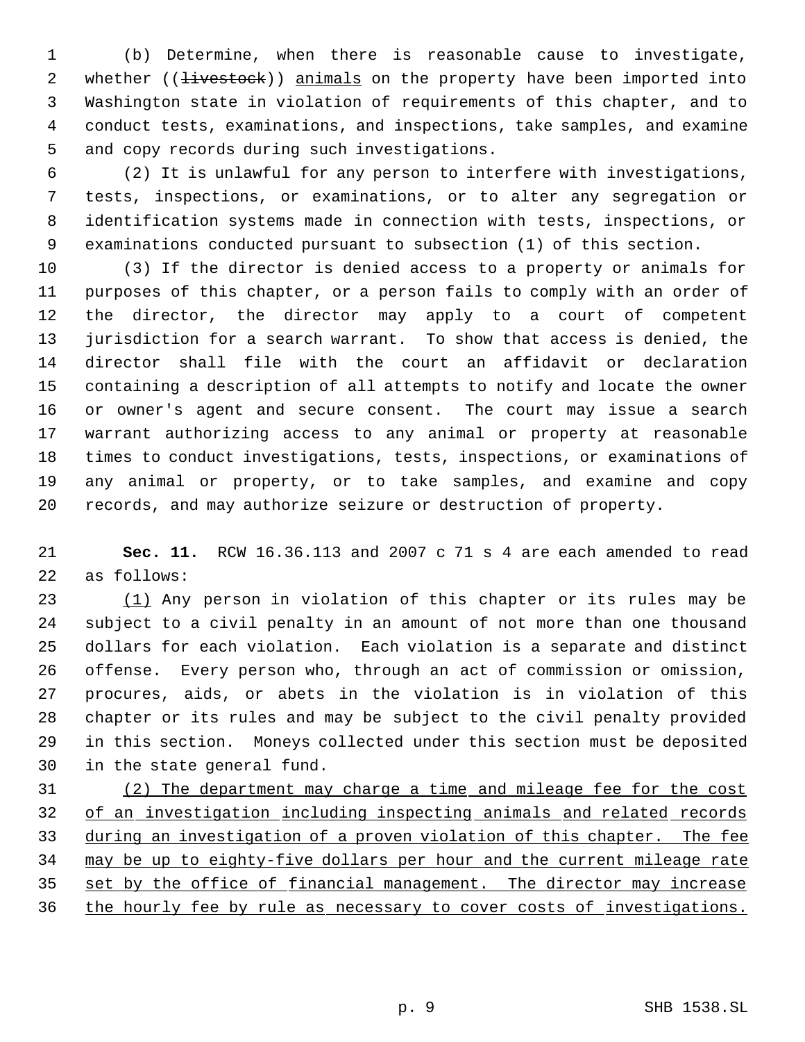(b) Determine, when there is reasonable cause to investigate, whether ((~~livestock~~)) <u>animals</u> on the property have been imported into Washington state in violation of requirements of this chapter, and to conduct tests, examinations, and inspections, take samples, and examine and copy records during such investigations.

(2) It is unlawful for any person to interfere with investigations, tests, inspections, or examinations, or to alter any segregation or identification systems made in connection with tests, inspections, or examinations conducted pursuant to subsection (1) of this section.

(3) If the director is denied access to a property or animals for purposes of this chapter, or a person fails to comply with an order of the director, the director may apply to a court of competent jurisdiction for a search warrant. To show that access is denied, the director shall file with the court an affidavit or declaration containing a description of all attempts to notify and locate the owner or owner's agent and secure consent. The court may issue a search warrant authorizing access to any animal or property at reasonable times to conduct investigations, tests, inspections, or examinations of any animal or property, or to take samples, and examine and copy records, and may authorize seizure or destruction of property.

**Sec. 11.** RCW 16.36.113 and 2007 c 71 s 4 are each amended to read as follows:

<u>(1)</u> Any person in violation of this chapter or its rules may be subject to a civil penalty in an amount of not more than one thousand dollars for each violation. Each violation is a separate and distinct offense. Every person who, through an act of commission or omission, procures, aids, or abets in the violation is in violation of this chapter or its rules and may be subject to the civil penalty provided in this section. Moneys collected under this section must be deposited in the state general fund.

<u>(2) The department may charge a time and mileage fee for the cost of an investigation including inspecting animals and related records during an investigation of a proven violation of this chapter. The fee may be up to eighty-five dollars per hour and the current mileage rate set by the office of financial management. The director may increase the hourly fee by rule as necessary to cover costs of investigations.</u>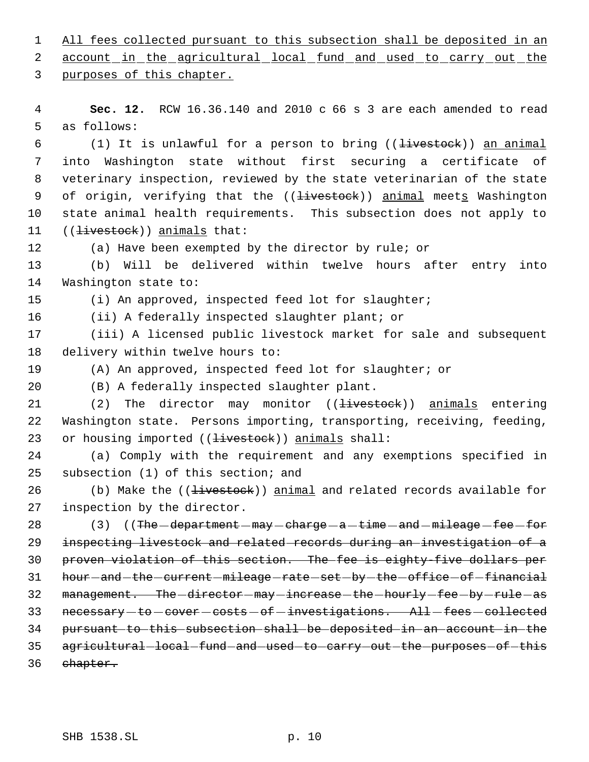<u>All fees collected pursuant to this subsection shall be deposited in an account in the agricultural local fund and used to carry out the purposes of this chapter.</u>

**Sec. 12.** RCW 16.36.140 and 2010 c 66 s 3 are each amended to read as follows:

(1) It is unlawful for a person to bring ((~~livestock~~)) <u>an animal</u> into Washington state without first securing a certificate of veterinary inspection, reviewed by the state veterinarian of the state of origin, verifying that the ((~~livestock~~)) <u>animal</u> meet<u>s</u> Washington state animal health requirements. This subsection does not apply to ((~~livestock~~)) <u>animals</u> that:

(a) Have been exempted by the director by rule; or

(b) Will be delivered within twelve hours after entry into Washington state to:

(i) An approved, inspected feed lot for slaughter;

(ii) A federally inspected slaughter plant; or

(iii) A licensed public livestock market for sale and subsequent delivery within twelve hours to:

(A) An approved, inspected feed lot for slaughter; or

(B) A federally inspected slaughter plant.

(2) The director may monitor ((~~livestock~~)) <u>animals</u> entering Washington state. Persons importing, transporting, receiving, feeding, or housing imported ((~~livestock~~)) <u>animals</u> shall:

(a) Comply with the requirement and any exemptions specified in subsection (1) of this section; and

(b) Make the ((~~livestock~~)) <u>animal</u> and related records available for inspection by the director.

(3) ((~~The department may charge a time and mileage fee for inspecting livestock and related records during an investigation of a proven violation of this section. The fee is eighty-five dollars per hour and the current mileage rate set by the office of financial management. The director may increase the hourly fee by rule as necessary to cover costs of investigations. All fees collected pursuant to this subsection shall be deposited in an account in the agricultural local fund and used to carry out the purposes of this chapter.~~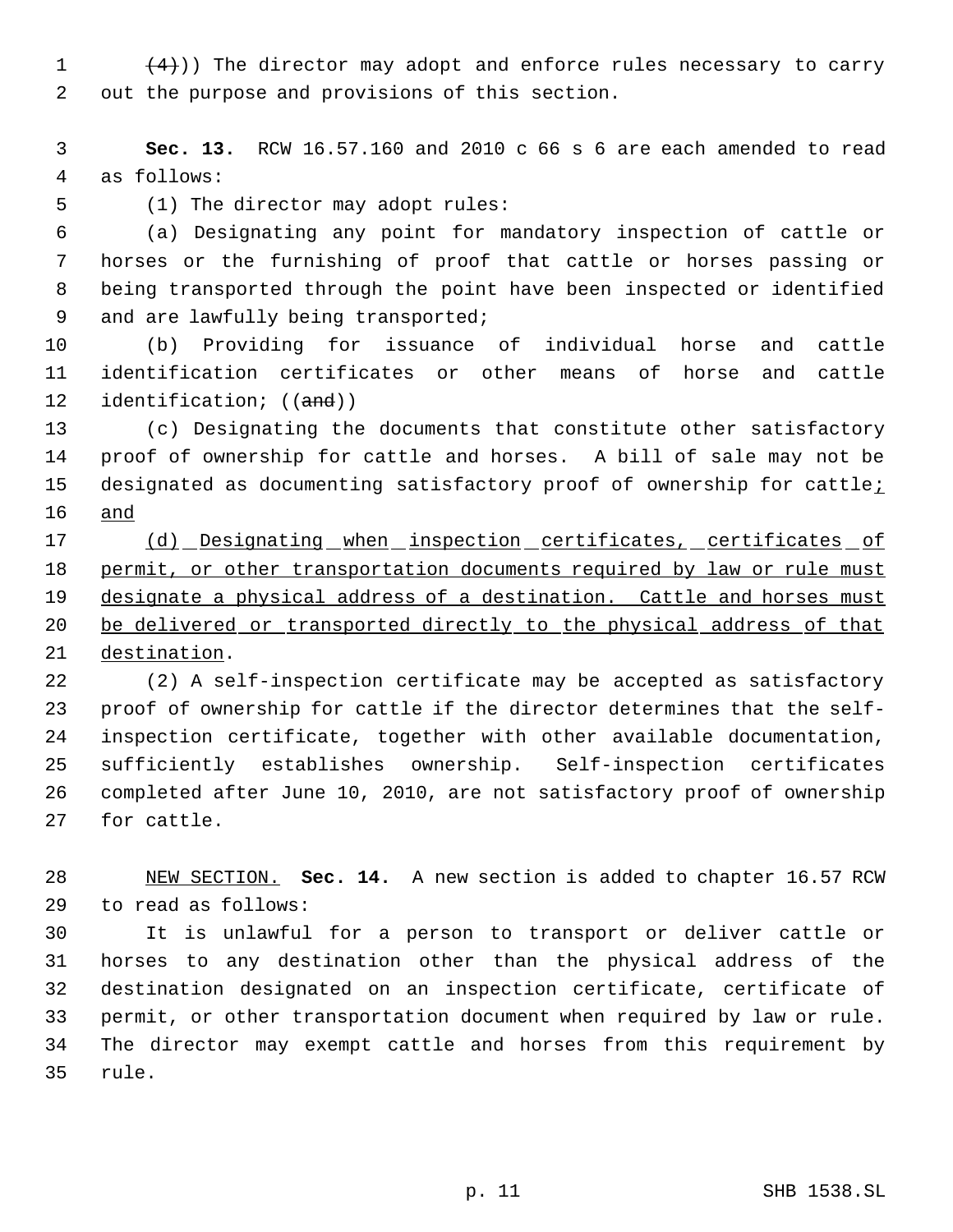~~(4)~~)) The director may adopt and enforce rules necessary to carry out the purpose and provisions of this section.

**Sec. 13.** RCW 16.57.160 and 2010 c 66 s 6 are each amended to read as follows:

(1) The director may adopt rules:

(a) Designating any point for mandatory inspection of cattle or horses or the furnishing of proof that cattle or horses passing or being transported through the point have been inspected or identified and are lawfully being transported;

(b) Providing for issuance of individual horse and cattle identification certificates or other means of horse and cattle identification; ((~~and~~))

(c) Designating the documents that constitute other satisfactory proof of ownership for cattle and horses. A bill of sale may not be designated as documenting satisfactory proof of ownership for cattle<u>; and</u>

<u>(d) Designating when inspection certificates, certificates of permit, or other transportation documents required by law or rule must designate a physical address of a destination. Cattle and horses must be delivered or transported directly to the physical address of that destination</u>.

(2) A self-inspection certificate may be accepted as satisfactory proof of ownership for cattle if the director determines that the self-inspection certificate, together with other available documentation, sufficiently establishes ownership. Self-inspection certificates completed after June 10, 2010, are not satisfactory proof of ownership for cattle.

<u>NEW SECTION.</u> **Sec. 14.** A new section is added to chapter 16.57 RCW to read as follows:

It is unlawful for a person to transport or deliver cattle or horses to any destination other than the physical address of the destination designated on an inspection certificate, certificate of permit, or other transportation document when required by law or rule. The director may exempt cattle and horses from this requirement by rule.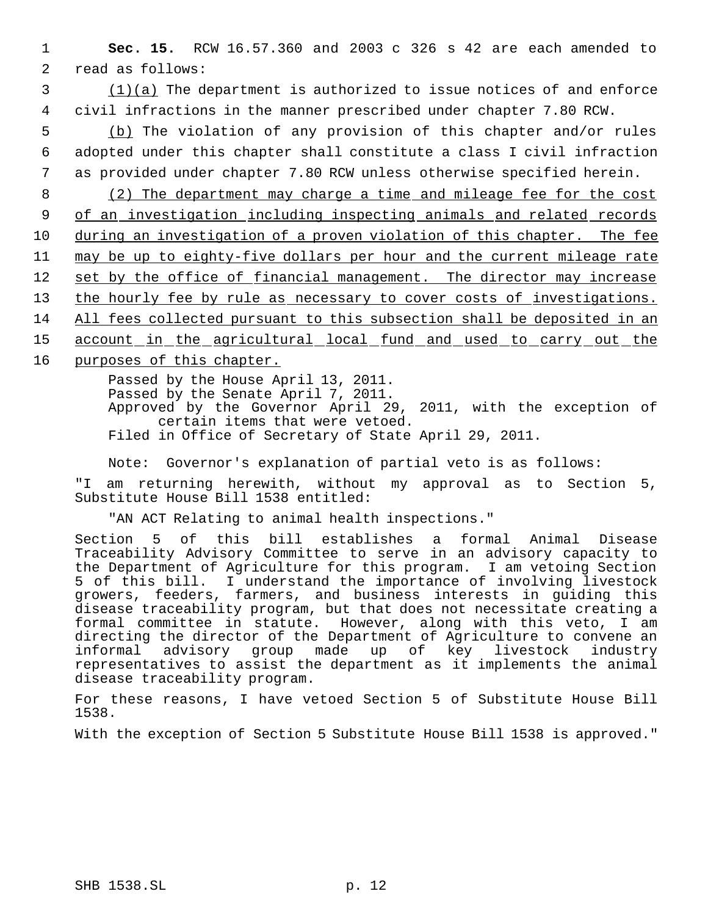**Sec. 15.** RCW 16.57.360 and 2003 c 326 s 42 are each amended to read as follows:

(1)(a) The department is authorized to issue notices of and enforce civil infractions in the manner prescribed under chapter 7.80 RCW.

(b) The violation of any provision of this chapter and/or rules adopted under this chapter shall constitute a class I civil infraction as provided under chapter 7.80 RCW unless otherwise specified herein.

(2) The department may charge a time and mileage fee for the cost of an investigation including inspecting animals and related records during an investigation of a proven violation of this chapter. The fee may be up to eighty-five dollars per hour and the current mileage rate set by the office of financial management. The director may increase the hourly fee by rule as necessary to cover costs of investigations. All fees collected pursuant to this subsection shall be deposited in an account in the agricultural local fund and used to carry out the purposes of this chapter.

Passed by the House April 13, 2011.
Passed by the Senate April 7, 2011.
Approved by the Governor April 29, 2011, with the exception of certain items that were vetoed.
Filed in Office of Secretary of State April 29, 2011.

Note: Governor's explanation of partial veto is as follows:

"I am returning herewith, without my approval as to Section 5, Substitute House Bill 1538 entitled:

"AN ACT Relating to animal health inspections."

Section 5 of this bill establishes a formal Animal Disease Traceability Advisory Committee to serve in an advisory capacity to the Department of Agriculture for this program. I am vetoing Section 5 of this bill. I understand the importance of involving livestock growers, feeders, farmers, and business interests in guiding this disease traceability program, but that does not necessitate creating a formal committee in statute. However, along with this veto, I am directing the director of the Department of Agriculture to convene an informal advisory group made up of key livestock industry representatives to assist the department as it implements the animal disease traceability program.

For these reasons, I have vetoed Section 5 of Substitute House Bill 1538.

With the exception of Section 5 Substitute House Bill 1538 is approved."